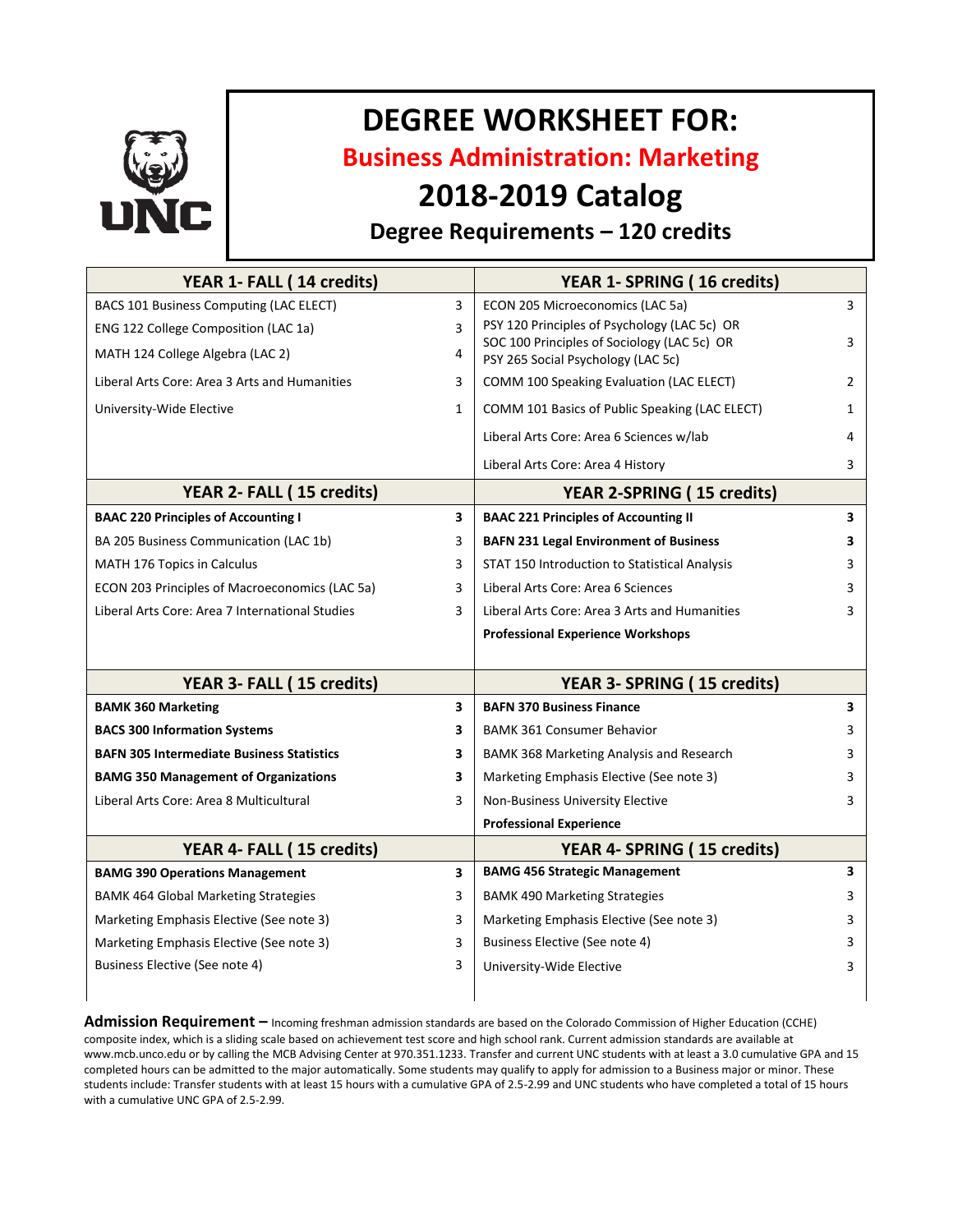# DEGREE WORKSHEET FOR:

## Business Administration: Marketing

## 2018-2019 Catalog

### Degree Requirements – 120 credits

| YEAR 1- FALL ( 14 credits) | | YEAR 1- SPRING ( 16 credits) | |
|---|---|---|---|
| BACS 101 Business Computing (LAC ELECT) | 3 | ECON 205 Microeconomics (LAC 5a) | 3 |
| ENG 122 College Composition (LAC 1a) | 3 | PSY 120 Principles of Psychology (LAC 5c) OR SOC 100 Principles of Sociology (LAC 5c) OR PSY 265 Social Psychology (LAC 5c) | 3 |
| MATH 124 College Algebra (LAC 2) | 4 | | |
| Liberal Arts Core: Area 3 Arts and Humanities | 3 | COMM 100 Speaking Evaluation (LAC ELECT) | 2 |
| University-Wide Elective | 1 | COMM 101 Basics of Public Speaking (LAC ELECT) | 1 |
| | | Liberal Arts Core: Area 6 Sciences w/lab | 4 |
| | | Liberal Arts Core: Area 4 History | 3 |
| **YEAR 2- FALL ( 15 credits)** | | **YEAR 2-SPRING ( 15 credits)** | |
| **BAAC 220 Principles of Accounting I** | **3** | **BAAC 221 Principles of Accounting II** | **3** |
| BA 205 Business Communication (LAC 1b) | 3 | **BAFN 231 Legal Environment of Business** | **3** |
| MATH 176 Topics in Calculus | 3 | STAT 150 Introduction to Statistical Analysis | 3 |
| ECON 203 Principles of Macroeconomics (LAC 5a) | 3 | Liberal Arts Core: Area 6 Sciences | 3 |
| Liberal Arts Core: Area 7 International Studies | 3 | Liberal Arts Core: Area 3 Arts and Humanities | 3 |
| | | **Professional Experience Workshops** | |
| **YEAR 3- FALL ( 15 credits)** | | **YEAR 3- SPRING ( 15 credits)** | |
| **BAMK 360 Marketing** | **3** | **BAFN 370 Business Finance** | **3** |
| **BACS 300 Information Systems** | **3** | BAMK 361 Consumer Behavior | 3 |
| **BAFN 305 Intermediate Business Statistics** | **3** | BAMK 368 Marketing Analysis and Research | 3 |
| **BAMG 350 Management of Organizations** | **3** | Marketing Emphasis Elective (See note 3) | 3 |
| Liberal Arts Core: Area 8 Multicultural | 3 | Non-Business University Elective | 3 |
| | | **Professional Experience** | |
| **YEAR 4- FALL ( 15 credits)** | | **YEAR 4- SPRING ( 15 credits)** | |
| **BAMG 390 Operations Management** | **3** | **BAMG 456 Strategic Management** | **3** |
| BAMK 464 Global Marketing Strategies | 3 | BAMK 490 Marketing Strategies | 3 |
| Marketing Emphasis Elective (See note 3) | 3 | Marketing Emphasis Elective (See note 3) | 3 |
| Marketing Emphasis Elective (See note 3) | 3 | Business Elective (See note 4) | 3 |
| Business Elective (See note 4) | 3 | University-Wide Elective | 3 |

**Admission Requirement –** Incoming freshman admission standards are based on the Colorado Commission of Higher Education (CCHE) composite index, which is a sliding scale based on achievement test score and high school rank. Current admission standards are available at www.mcb.unco.edu or by calling the MCB Advising Center at 970.351.1233. Transfer and current UNC students with at least a 3.0 cumulative GPA and 15 completed hours can be admitted to the major automatically. Some students may qualify to apply for admission to a Business major or minor. These students include: Transfer students with at least 15 hours with a cumulative GPA of 2.5-2.99 and UNC students who have completed a total of 15 hours with a cumulative UNC GPA of 2.5-2.99.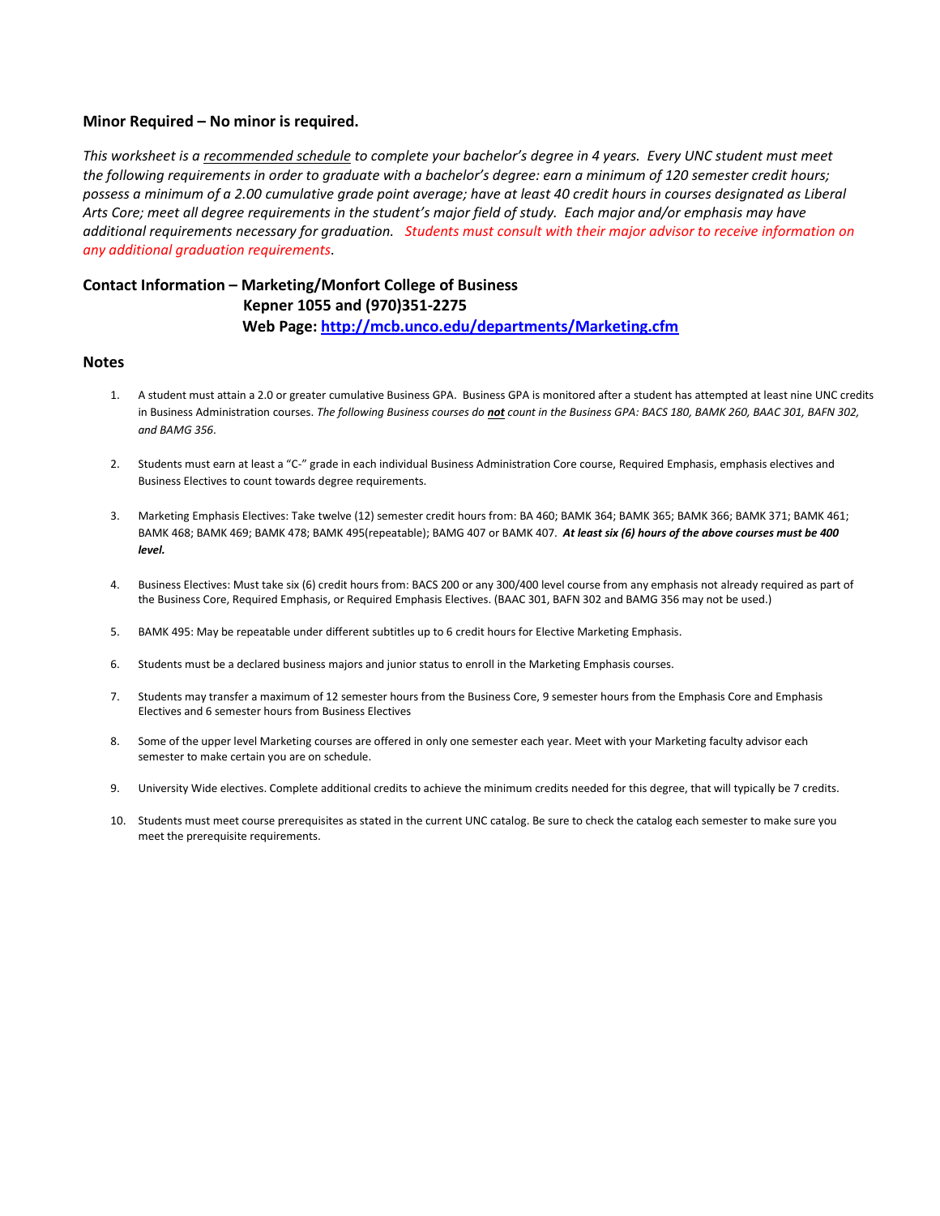**Minor Required – No minor is required.**

*This worksheet is a* *recommended schedule* *to complete your bachelor's degree in 4 years. Every UNC student must meet the following requirements in order to graduate with a bachelor's degree: earn a minimum of 120 semester credit hours; possess a minimum of a 2.00 cumulative grade point average; have at least 40 credit hours in courses designated as Liberal Arts Core; meet all degree requirements in the student's major field of study. Each major and/or emphasis may have additional requirements necessary for graduation. Students must consult with their major advisor to receive information on any additional graduation requirements.*

**Contact Information – Marketing/Monfort College of Business**
**Kepner 1055 and (970)351-2275**
**Web Page: http://mcb.unco.edu/departments/Marketing.cfm**

**Notes**

1. A student must attain a 2.0 or greater cumulative Business GPA. Business GPA is monitored after a student has attempted at least nine UNC credits in Business Administration courses. *The following Business courses do* ***not*** *count in the Business GPA: BACS 180, BAMK 260, BAAC 301, BAFN 302, and BAMG 356*.
2. Students must earn at least a "C-" grade in each individual Business Administration Core course, Required Emphasis, emphasis electives and Business Electives to count towards degree requirements.
3. Marketing Emphasis Electives: Take twelve (12) semester credit hours from: BA 460; BAMK 364; BAMK 365; BAMK 366; BAMK 371; BAMK 461; BAMK 468; BAMK 469; BAMK 478; BAMK 495(repeatable); BAMG 407 or BAMK 407. ***At least six (6) hours of the above courses must be 400 level.***
4. Business Electives: Must take six (6) credit hours from: BACS 200 or any 300/400 level course from any emphasis not already required as part of the Business Core, Required Emphasis, or Required Emphasis Electives. (BAAC 301, BAFN 302 and BAMG 356 may not be used.)
5. BAMK 495: May be repeatable under different subtitles up to 6 credit hours for Elective Marketing Emphasis.
6. Students must be a declared business majors and junior status to enroll in the Marketing Emphasis courses.
7. Students may transfer a maximum of 12 semester hours from the Business Core, 9 semester hours from the Emphasis Core and Emphasis Electives and 6 semester hours from Business Electives
8. Some of the upper level Marketing courses are offered in only one semester each year. Meet with your Marketing faculty advisor each semester to make certain you are on schedule.
9. University Wide electives. Complete additional credits to achieve the minimum credits needed for this degree, that will typically be 7 credits.
10. Students must meet course prerequisites as stated in the current UNC catalog. Be sure to check the catalog each semester to make sure you meet the prerequisite requirements.